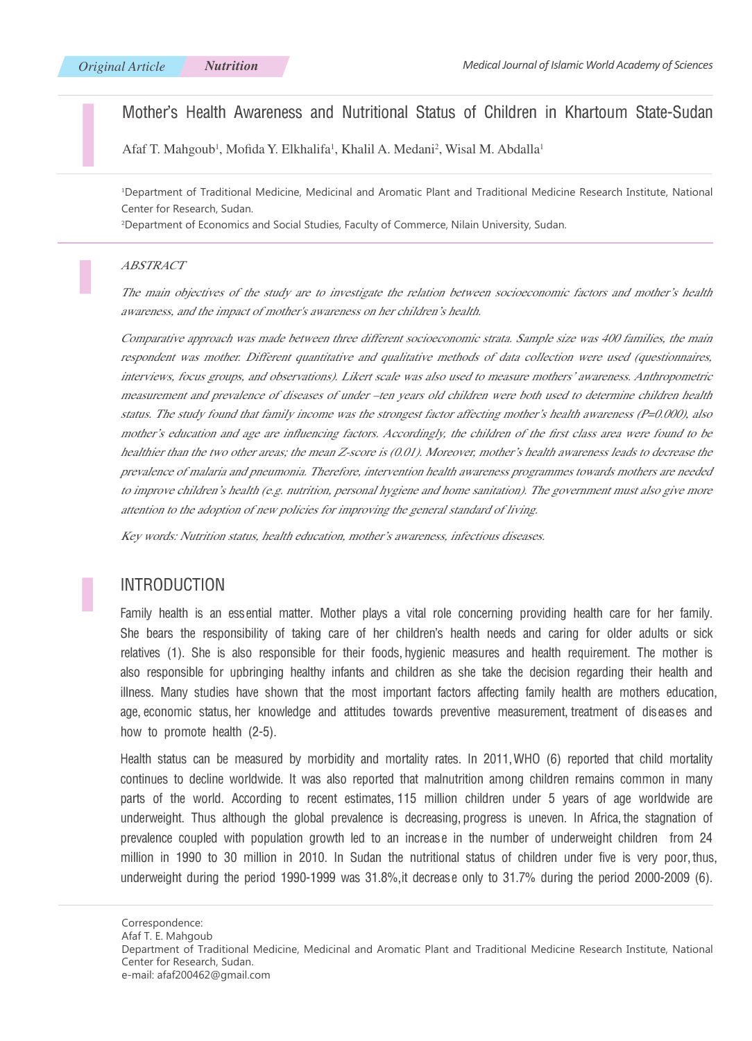Original Article | Nutrition

# Mother's Health Awareness and Nutritional Status of Children in Khartoum State-Sudan

Afaf T. Mahgoub[1], Mofida Y. Elkhalifa[1], Khalil A. Medani[2], Wisal M. Abdalla[1]

[1]Department of Traditional Medicine, Medicinal and Aromatic Plant and Traditional Medicine Research Institute, National Center for Research, Sudan.
[2]Department of Economics and Social Studies, Faculty of Commerce, Nilain University, Sudan.

## ABSTRACT

*The main objectives of the study are to investigate the relation between socioeconomic factors and mother's health awareness, and the impact of mother's awareness on her children's health.*

*Comparative approach was made between three different socioeconomic strata. Sample size was 400 families, the main respondent was mother. Different quantitative and qualitative methods of data collection were used (questionnaires, interviews, focus groups, and observations). Likert scale was also used to measure mothers' awareness. Anthropometric measurement and prevalence of diseases of under –ten years old children were both used to determine children health status. The study found that family income was the strongest factor affecting mother's health awareness (P=0.000), also mother's education and age are influencing factors. Accordingly, the children of the first class area were found to be healthier than the two other areas; the mean Z-score is (0.01). Moreover, mother's health awareness leads to decrease the prevalence of malaria and pneumonia. Therefore, intervention health awareness programmes towards mothers are needed to improve children's health (e.g. nutrition, personal hygiene and home sanitation). The government must also give more attention to the adoption of new policies for improving the general standard of living.*

*Key words: Nutrition status, health education, mother's awareness, infectious diseases.*

## INTRODUCTION

Family health is an essential matter. Mother plays a vital role concerning providing health care for her family. She bears the responsibility of taking care of her children's health needs and caring for older adults or sick relatives (1). She is also responsible for their foods, hygienic measures and health requirement. The mother is also responsible for upbringing healthy infants and children as she take the decision regarding their health and illness. Many studies have shown that the most important factors affecting family health are mothers education, age, economic status, her knowledge and attitudes towards preventive measurement, treatment of diseases and how to promote health (2-5).

Health status can be measured by morbidity and mortality rates. In 2011, WHO (6) reported that child mortality continues to decline worldwide. It was also reported that malnutrition among children remains common in many parts of the world. According to recent estimates, 115 million children under 5 years of age worldwide are underweight. Thus although the global prevalence is decreasing, progress is uneven. In Africa, the stagnation of prevalence coupled with population growth led to an increase in the number of underweight children from 24 million in 1990 to 30 million in 2010. In Sudan the nutritional status of children under five is very poor, thus, underweight during the period 1990-1999 was 31.8%, it decrease only to 31.7% during the period 2000-2009 (6).

Correspondence:
Afaf T. E. Mahgoub
Department of Traditional Medicine, Medicinal and Aromatic Plant and Traditional Medicine Research Institute, National Center for Research, Sudan.
e-mail: afaf200462@gmail.com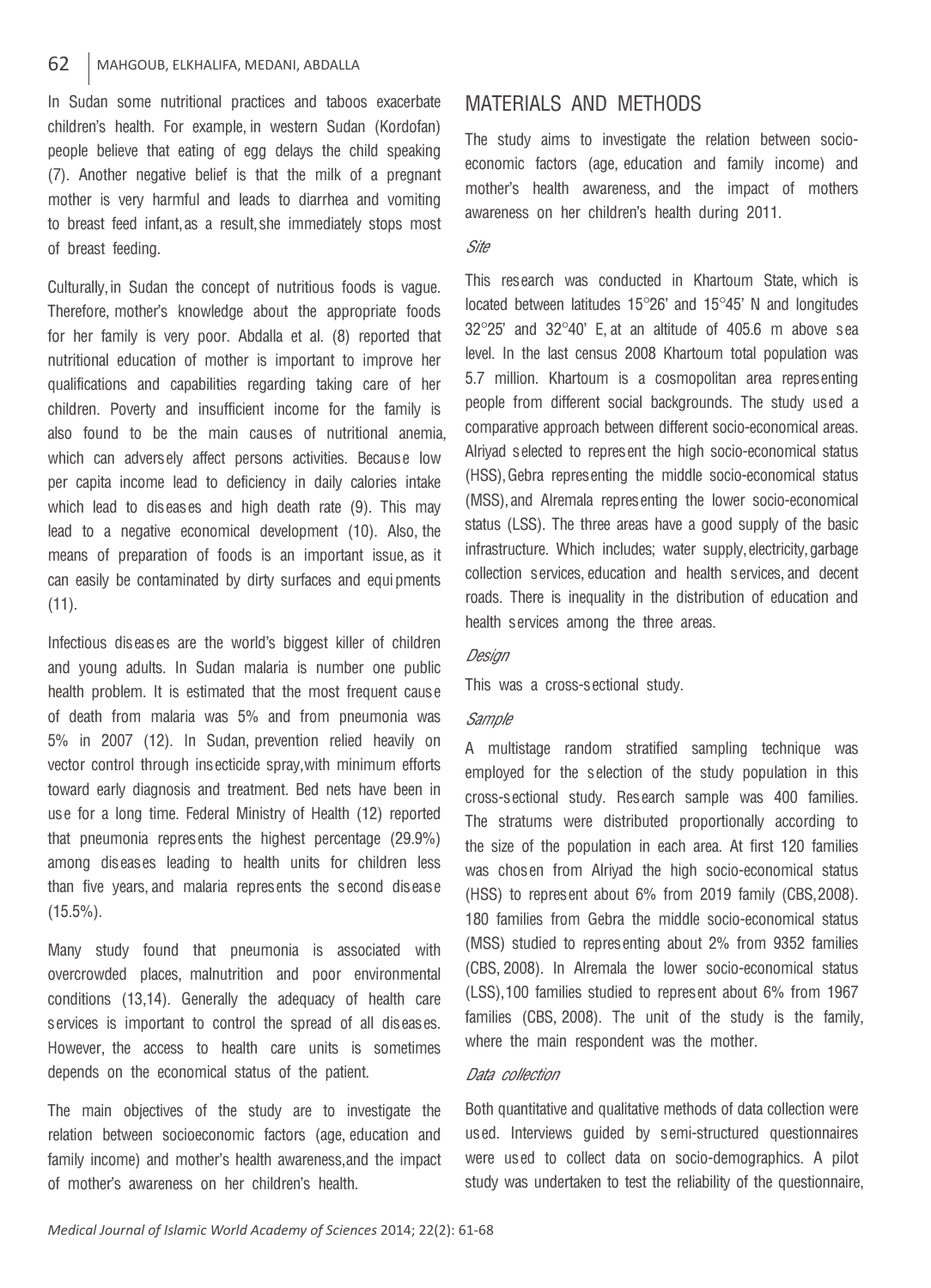In Sudan some nutritional practices and taboos exacerbate children's health. For example, in western Sudan (Kordofan) people believe that eating of egg delays the child speaking (7). Another negative belief is that the milk of a pregnant mother is very harmful and leads to diarrhea and vomiting to breast feed infant, as a result, she immediately stops most of breast feeding.

Culturally, in Sudan the concept of nutritious foods is vague. Therefore, mother's knowledge about the appropriate foods for her family is very poor. Abdalla et al. (8) reported that nutritional education of mother is important to improve her qualifications and capabilities regarding taking care of her children. Poverty and insufficient income for the family is also found to be the main causes of nutritional anemia, which can adversely affect persons activities. Because low per capita income lead to deficiency in daily calories intake which lead to diseases and high death rate (9). This may lead to a negative economical development (10). Also, the means of preparation of foods is an important issue, as it can easily be contaminated by dirty surfaces and equipments (11).

Infectious diseases are the world's biggest killer of children and young adults. In Sudan malaria is number one public health problem. It is estimated that the most frequent cause of death from malaria was 5% and from pneumonia was 5% in 2007 (12). In Sudan, prevention relied heavily on vector control through insecticide spray, with minimum efforts toward early diagnosis and treatment. Bed nets have been in use for a long time. Federal Ministry of Health (12) reported that pneumonia represents the highest percentage (29.9%) among diseases leading to health units for children less than five years, and malaria represents the second disease (15.5%).

Many study found that pneumonia is associated with overcrowded places, malnutrition and poor environmental conditions (13,14). Generally the adequacy of health care services is important to control the spread of all diseases. However, the access to health care units is sometimes depends on the economical status of the patient.

The main objectives of the study are to investigate the relation between socioeconomic factors (age, education and family income) and mother's health awareness, and the impact of mother's awareness on her children's health.

## MATERIALS AND METHODS

The study aims to investigate the relation between socio-economic factors (age, education and family income) and mother's health awareness, and the impact of mothers awareness on her children's health during 2011.

### *Site*

This research was conducted in Khartoum State, which is located between latitudes 15°26' and 15°45' N and longitudes 32°25' and 32°40' E, at an altitude of 405.6 m above sea level. In the last census 2008 Khartoum total population was 5.7 million. Khartoum is a cosmopolitan area representing people from different social backgrounds. The study used a comparative approach between different socio-economical areas. Alriyad selected to represent the high socio-economical status (HSS), Gebra representing the middle socio-economical status (MSS), and Alremala representing the lower socio-economical status (LSS). The three areas have a good supply of the basic infrastructure. Which includes; water supply, electricity, garbage collection services, education and health services, and decent roads. There is inequality in the distribution of education and health services among the three areas.

### *Design*

This was a cross-sectional study.

### *Sample*

A multistage random stratified sampling technique was employed for the selection of the study population in this cross-sectional study. Research sample was 400 families. The stratums were distributed proportionally according to the size of the population in each area. At first 120 families was chosen from Alriyad the high socio-economical status (HSS) to represent about 6% from 2019 family (CBS, 2008). 180 families from Gebra the middle socio-economical status (MSS) studied to representing about 2% from 9352 families (CBS, 2008). In Alremala the lower socio-economical status (LSS), 100 families studied to represent about 6% from 1967 families (CBS, 2008). The unit of the study is the family, where the main respondent was the mother.

### *Data collection*

Both quantitative and qualitative methods of data collection were used. Interviews guided by semi-structured questionnaires were used to collect data on socio-demographics. A pilot study was undertaken to test the reliability of the questionnaire,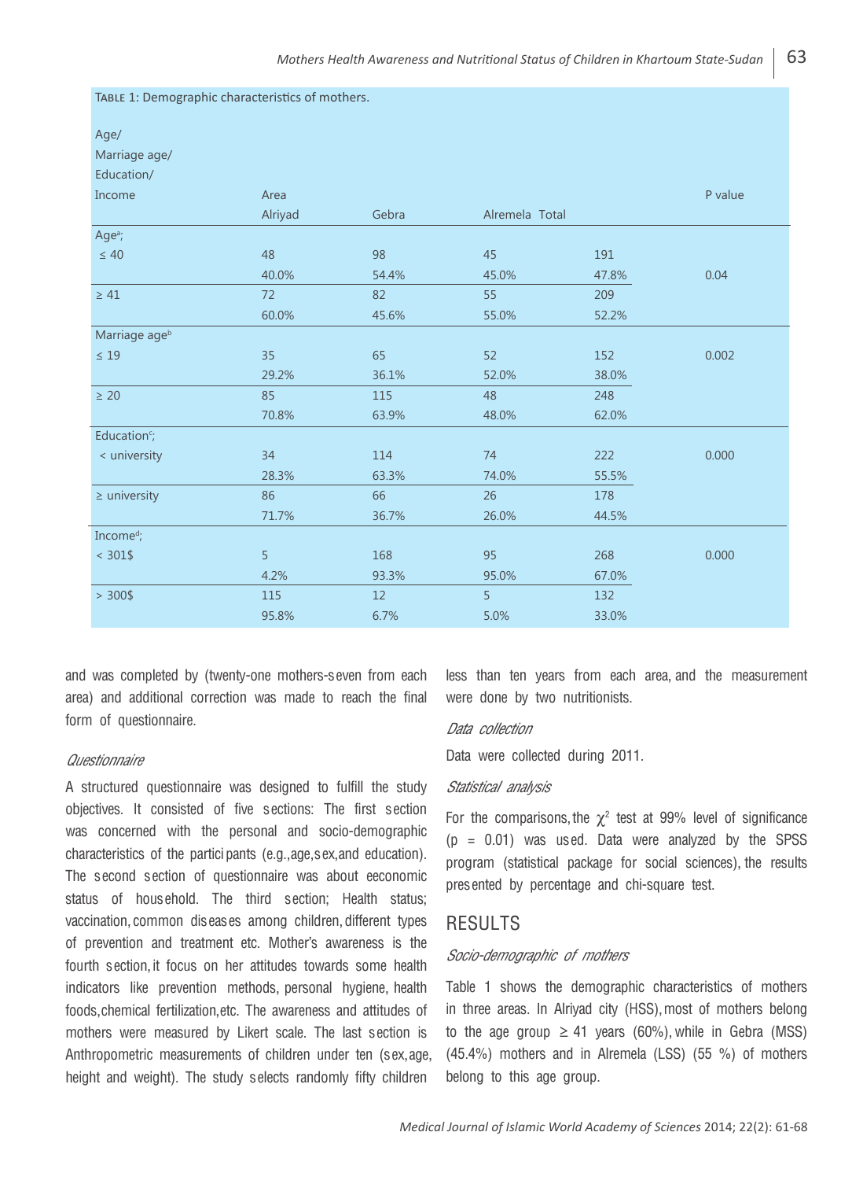TABLE 1: Demographic characteristics of mothers.

| Age/ Marriage age/ Education/ Income | Area | | | | P value |
|---|---|---|---|---|---|
| | Alriyad | Gebra | Alremela | Total | |
| Age[a]; | | | | | |
| ≤ 40 | 48 | 98 | 45 | 191 | |
| | 40.0% | 54.4% | 45.0% | 47.8% | 0.04 |
| ≥ 41 | 72 | 82 | 55 | 209 | |
| | 60.0% | 45.6% | 55.0% | 52.2% | |
| Marriage age[b] | | | | | |
| ≤ 19 | 35 | 65 | 52 | 152 | 0.002 |
| | 29.2% | 36.1% | 52.0% | 38.0% | |
| ≥ 20 | 85 | 115 | 48 | 248 | |
| | 70.8% | 63.9% | 48.0% | 62.0% | |
| Education[c]; | | | | | |
| < university | 34 | 114 | 74 | 222 | 0.000 |
| | 28.3% | 63.3% | 74.0% | 55.5% | |
| ≥ university | 86 | 66 | 26 | 178 | |
| | 71.7% | 36.7% | 26.0% | 44.5% | |
| Income[d]; | | | | | |
| < 301$ | 5 | 168 | 95 | 268 | 0.000 |
| | 4.2% | 93.3% | 95.0% | 67.0% | |
| > 300$ | 115 | 12 | 5 | 132 | |
| | 95.8% | 6.7% | 5.0% | 33.0% | |

and was completed by (twenty-one mothers-seven from each area) and additional correction was made to reach the final form of questionnaire.

*Questionnaire*

A structured questionnaire was designed to fulfill the study objectives. It consisted of five sections: The first section was concerned with the personal and socio-demographic characteristics of the participants (e.g.,age,sex,and education). The second section of questionnaire was about eeconomic status of household. The third section; Health status; vaccination, common diseases among children, different types of prevention and treatment etc. Mother's awareness is the fourth section, it focus on her attitudes towards some health indicators like prevention methods, personal hygiene, health foods, chemical fertilization, etc. The awareness and attitudes of mothers were measured by Likert scale. The last section is Anthropometric measurements of children under ten (sex, age, height and weight). The study selects randomly fifty children less than ten years from each area, and the measurement were done by two nutritionists.

*Data collection*

Data were collected during 2011.

*Statistical analysis*

For the comparisons, the $\chi^2$ test at 99% level of significance ($p = 0.01$) was used. Data were analyzed by the SPSS program (statistical package for social sciences), the results presented by percentage and chi-square test.

## RESULTS

*Socio-demographic of mothers*

Table 1 shows the demographic characteristics of mothers in three areas. In Alriyad city (HSS), most of mothers belong to the age group ≥ 41 years (60%), while in Gebra (MSS) (45.4%) mothers and in Alremela (LSS) (55 %) of mothers belong to this age group.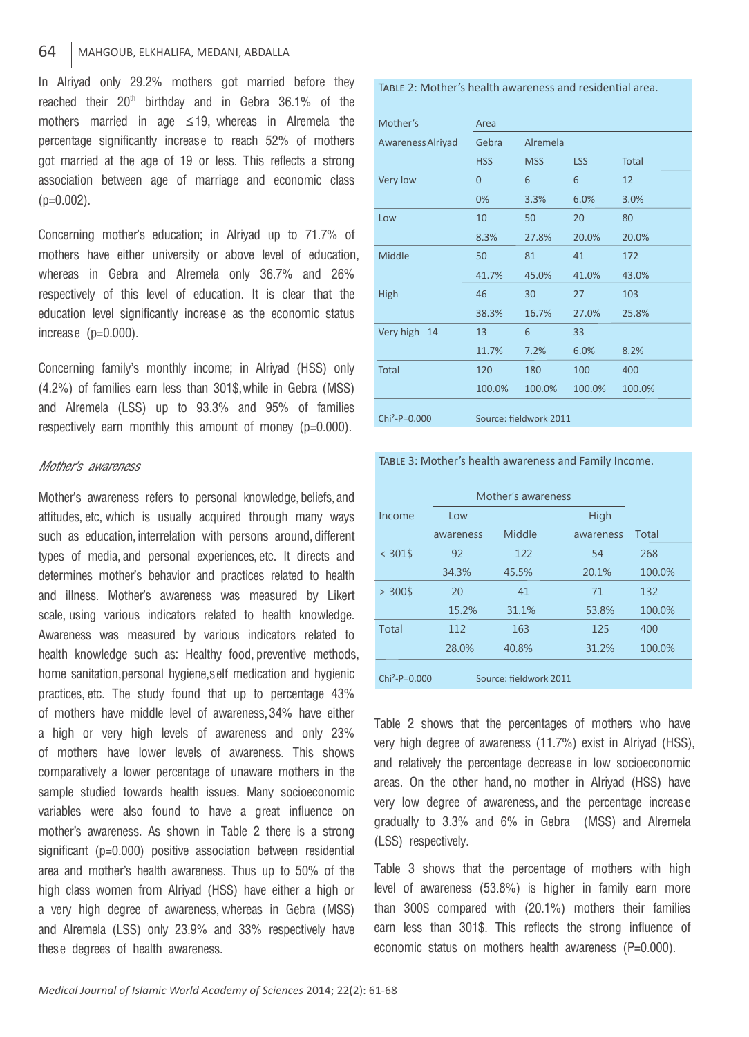In Alriyad only 29.2% mothers got married before they reached their 20[th] birthday and in Gebra 36.1% of the mothers married in age ≤19, whereas in Alremela the percentage significantly increase to reach 52% of mothers got married at the age of 19 or less. This reflects a strong association between age of marriage and economic class (p=0.002).

Concerning mother's education; in Alriyad up to 71.7% of mothers have either university or above level of education, whereas in Gebra and Alremela only 36.7% and 26% respectively of this level of education. It is clear that the education level significantly increase as the economic status increase (p=0.000).

Concerning family's monthly income; in Alriyad (HSS) only (4.2%) of families earn less than 301$, while in Gebra (MSS) and Alremela (LSS) up to 93.3% and 95% of families respectively earn monthly this amount of money (p=0.000).

### *Mother's awareness*

Mother's awareness refers to personal knowledge, beliefs, and attitudes, etc, which is usually acquired through many ways such as education, interrelation with persons around, different types of media, and personal experiences, etc. It directs and determines mother's behavior and practices related to health and illness. Mother's awareness was measured by Likert scale, using various indicators related to health knowledge. Awareness was measured by various indicators related to health knowledge such as: Healthy food, preventive methods, home sanitation, personal hygiene, self medication and hygienic practices, etc. The study found that up to percentage 43% of mothers have middle level of awareness, 34% have either a high or very high levels of awareness and only 23% of mothers have lower levels of awareness. This shows comparatively a lower percentage of unaware mothers in the sample studied towards health issues. Many socioeconomic variables were also found to have a great influence on mother's awareness. As shown in Table 2 there is a strong significant (p=0.000) positive association between residential area and mother's health awareness. Thus up to 50% of the high class women from Alriyad (HSS) have either a high or a very high degree of awareness, whereas in Gebra (MSS) and Alremela (LSS) only 23.9% and 33% respectively have these degrees of health awareness.

TABLE 2: Mother's health awareness and residential area.

| Mother's Awareness | Area: Alriyad HSS | Gebra MSS | Alremela LSS | Total |
|---|---|---|---|---|
| Very low | 0 | 6 | 6 | 12 |
| | 0% | 3.3% | 6.0% | 3.0% |
| Low | 10 | 50 | 20 | 80 |
| | 8.3% | 27.8% | 20.0% | 20.0% |
| Middle | 50 | 81 | 41 | 172 |
| | 41.7% | 45.0% | 41.0% | 43.0% |
| High | 46 | 30 | 27 | 103 |
| | 38.3% | 16.7% | 27.0% | 25.8% |
| Very high | 14 | 13 | 6 | 33 |
| | 11.7% | 7.2% | 6.0% | 8.2% |
| Total | 120 | 180 | 100 | 400 |
| | 100.0% | 100.0% | 100.0% | 100.0% |

Chi²-P=0.000 Source: fieldwork 2011

TABLE 3: Mother's health awareness and Family Income.

| Income | Mother's awareness: Low awareness | Middle | High awareness | Total |
|---|---|---|---|---|
| < 301$ | 92 | 122 | 54 | 268 |
| | 34.3% | 45.5% | 20.1% | 100.0% |
| > 300$ | 20 | 41 | 71 | 132 |
| | 15.2% | 31.1% | 53.8% | 100.0% |
| Total | 112 | 163 | 125 | 400 |
| | 28.0% | 40.8% | 31.2% | 100.0% |

Chi²-P=0.000 Source: fieldwork 2011

Table 2 shows that the percentages of mothers who have very high degree of awareness (11.7%) exist in Alriyad (HSS), and relatively the percentage decrease in low socioeconomic areas. On the other hand, no mother in Alriyad (HSS) have very low degree of awareness, and the percentage increase gradually to 3.3% and 6% in Gebra (MSS) and Alremela (LSS) respectively.

Table 3 shows that the percentage of mothers with high level of awareness (53.8%) is higher in family earn more than 300$ compared with (20.1%) mothers their families earn less than 301$. This reflects the strong influence of economic status on mothers health awareness (P=0.000).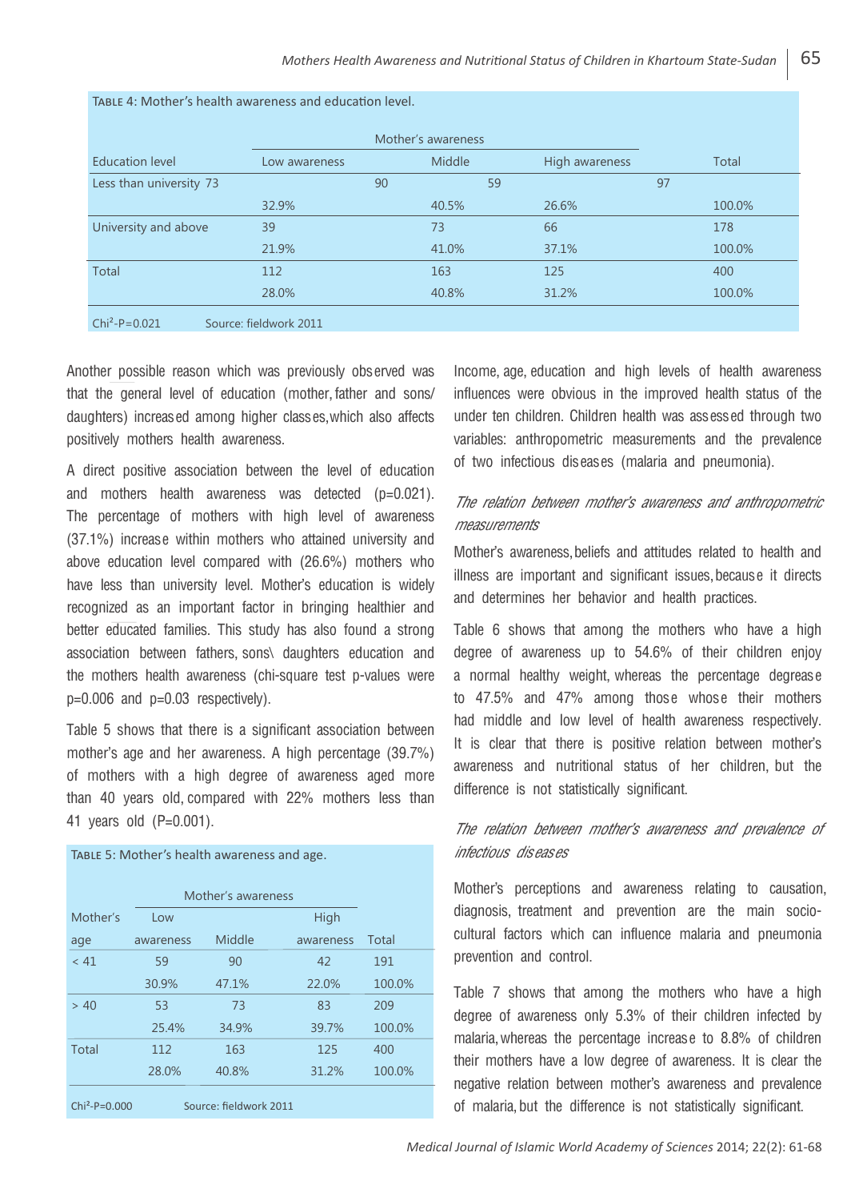TABLE 4: Mother's health awareness and education level.

| Education level | Mother's awareness | | | Total |
|---|---|---|---|---|
| | Low awareness | Middle | High awareness | |
| Less than university | 73 | 90 | 59 | 97 |
| | 32.9% | 40.5% | 26.6% | 100.0% |
| University and above | 39 | 73 | 66 | 178 |
| | 21.9% | 41.0% | 37.1% | 100.0% |
| Total | 112 | 163 | 125 | 400 |
| | 28.0% | 40.8% | 31.2% | 100.0% |

$Chi^2$-P=0.021 Source: fieldwork 2011

Another possible reason which was previously observed was that the general level of education (mother, father and sons/ daughters) increased among higher classes, which also affects positively mothers health awareness.

A direct positive association between the level of education and mothers health awareness was detected (p=0.021). The percentage of mothers with high level of awareness (37.1%) increase within mothers who attained university and above education level compared with (26.6%) mothers who have less than university level. Mother's education is widely recognized as an important factor in bringing healthier and better educated families. This study has also found a strong association between fathers, sons\ daughters education and the mothers health awareness (chi-square test p-values were p=0.006 and p=0.03 respectively).

Table 5 shows that there is a significant association between mother's age and her awareness. A high percentage (39.7%) of mothers with a high degree of awareness aged more than 40 years old, compared with 22% mothers less than 41 years old (P=0.001).

TABLE 5: Mother's health awareness and age.

| Mother's age | Mother's awareness | | | Total |
|---|---|---|---|---|
| | Low awareness | Middle | High awareness | |
| < 41 | 59 | 90 | 42 | 191 |
| | 30.9% | 47.1% | 22.0% | 100.0% |
| > 40 | 53 | 73 | 83 | 209 |
| | 25.4% | 34.9% | 39.7% | 100.0% |
| Total | 112 | 163 | 125 | 400 |
| | 28.0% | 40.8% | 31.2% | 100.0% |

$Chi^2$-P=0.000 Source: fieldwork 2011

Income, age, education and high levels of health awareness influences were obvious in the improved health status of the under ten children. Children health was assessed through two variables: anthropometric measurements and the prevalence of two infectious diseases (malaria and pneumonia).

*The relation between mother's awareness and anthropometric measurements*

Mother's awareness, beliefs and attitudes related to health and illness are important and significant issues, because it directs and determines her behavior and health practices.

Table 6 shows that among the mothers who have a high degree of awareness up to 54.6% of their children enjoy a normal healthy weight, whereas the percentage degrease to 47.5% and 47% among those whose their mothers had middle and low level of health awareness respectively. It is clear that there is positive relation between mother's awareness and nutritional status of her children, but the difference is not statistically significant.

*The relation between mother's awareness and prevalence of infectious diseases*

Mother's perceptions and awareness relating to causation, diagnosis, treatment and prevention are the main socio-cultural factors which can influence malaria and pneumonia prevention and control.

Table 7 shows that among the mothers who have a high degree of awareness only 5.3% of their children infected by malaria, whereas the percentage increase to 8.8% of children their mothers have a low degree of awareness. It is clear the negative relation between mother's awareness and prevalence of malaria, but the difference is not statistically significant.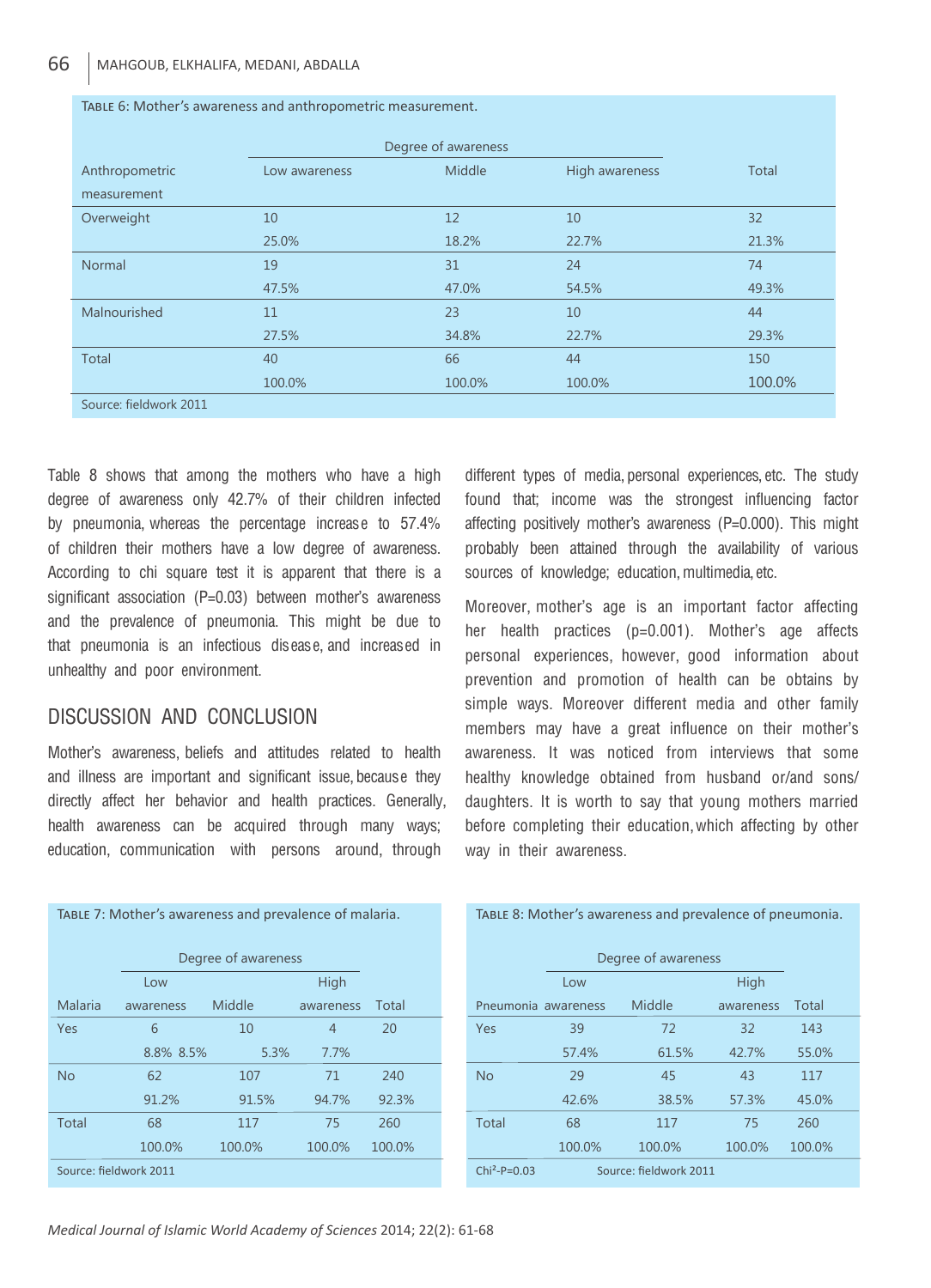TABLE 6: Mother's awareness and anthropometric measurement.

| Anthropometric measurement | Degree of awareness | | | Total |
|---|---|---|---|---|
| | Low awareness | Middle | High awareness | |
| Overweight | 10 | 12 | 10 | 32 |
| | 25.0% | 18.2% | 22.7% | 21.3% |
| Normal | 19 | 31 | 24 | 74 |
| | 47.5% | 47.0% | 54.5% | 49.3% |
| Malnourished | 11 | 23 | 10 | 44 |
| | 27.5% | 34.8% | 22.7% | 29.3% |
| Total | 40 | 66 | 44 | 150 |
| | 100.0% | 100.0% | 100.0% | 100.0% |

Source: fieldwork 2011

Table 8 shows that among the mothers who have a high degree of awareness only 42.7% of their children infected by pneumonia, whereas the percentage increase to 57.4% of children their mothers have a low degree of awareness. According to chi square test it is apparent that there is a significant association (P=0.03) between mother's awareness and the prevalence of pneumonia. This might be due to that pneumonia is an infectious disease, and increased in unhealthy and poor environment.

## DISCUSSION AND CONCLUSION

Mother's awareness, beliefs and attitudes related to health and illness are important and significant issue, because they directly affect her behavior and health practices. Generally, health awareness can be acquired through many ways; education, communication with persons around, through different types of media, personal experiences, etc. The study found that; income was the strongest influencing factor affecting positively mother's awareness (P=0.000). This might probably been attained through the availability of various sources of knowledge; education, multimedia, etc.

Moreover, mother's age is an important factor affecting her health practices (p=0.001). Mother's age affects personal experiences, however, good information about prevention and promotion of health can be obtains by simple ways. Moreover different media and other family members may have a great influence on their mother's awareness. It was noticed from interviews that some healthy knowledge obtained from husband or/and sons/daughters. It is worth to say that young mothers married before completing their education, which affecting by other way in their awareness.

TABLE 7: Mother's awareness and prevalence of malaria.

| Malaria | Degree of awareness | | | Total |
|---|---|---|---|---|
| | Low awareness | Middle | High awareness | |
| Yes | 6 | 10 | 4 | 20 |
| | 8.8% 8.5% | 5.3% | 7.7% | |
| No | 62 | 107 | 71 | 240 |
| | 91.2% | 91.5% | 94.7% | 92.3% |
| Total | 68 | 117 | 75 | 260 |
| | 100.0% | 100.0% | 100.0% | 100.0% |

Source: fieldwork 2011

TABLE 8: Mother's awareness and prevalence of pneumonia.

| Pneumonia | Degree of awareness | | | Total |
|---|---|---|---|---|
| | Low awareness | Middle | High awareness | |
| Yes | 39 | 72 | 32 | 143 |
| | 57.4% | 61.5% | 42.7% | 55.0% |
| No | 29 | 45 | 43 | 117 |
| | 42.6% | 38.5% | 57.3% | 45.0% |
| Total | 68 | 117 | 75 | 260 |
| | 100.0% | 100.0% | 100.0% | 100.0% |

$Chi^2$-P=0.03 Source: fieldwork 2011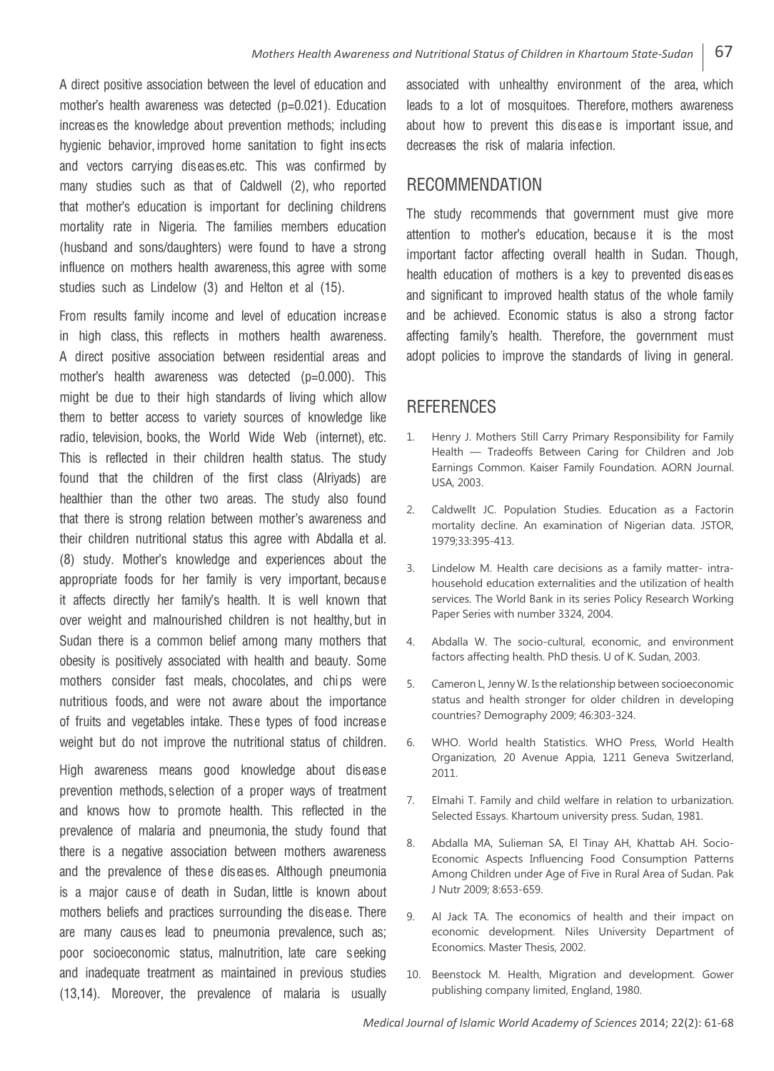A direct positive association between the level of education and mother's health awareness was detected (p=0.021). Education increases the knowledge about prevention methods; including hygienic behavior, improved home sanitation to fight insects and vectors carrying diseases.etc. This was confirmed by many studies such as that of Caldwell (2), who reported that mother's education is important for declining childrens mortality rate in Nigeria. The families members education (husband and sons/daughters) were found to have a strong influence on mothers health awareness, this agree with some studies such as Lindelow (3) and Helton et al (15).

From results family income and level of education increase in high class, this reflects in mothers health awareness. A direct positive association between residential areas and mother's health awareness was detected (p=0.000). This might be due to their high standards of living which allow them to better access to variety sources of knowledge like radio, television, books, the World Wide Web (internet), etc. This is reflected in their children health status. The study found that the children of the first class (Alriyads) are healthier than the other two areas. The study also found that there is strong relation between mother's awareness and their children nutritional status this agree with Abdalla et al. (8) study. Mother's knowledge and experiences about the appropriate foods for her family is very important, because it affects directly her family's health. It is well known that over weight and malnourished children is not healthy, but in Sudan there is a common belief among many mothers that obesity is positively associated with health and beauty. Some mothers consider fast meals, chocolates, and chips were nutritious foods, and were not aware about the importance of fruits and vegetables intake. These types of food increase weight but do not improve the nutritional status of children.

High awareness means good knowledge about disease prevention methods, selection of a proper ways of treatment and knows how to promote health. This reflected in the prevalence of malaria and pneumonia, the study found that there is a negative association between mothers awareness and the prevalence of these diseases. Although pneumonia is a major cause of death in Sudan, little is known about mothers beliefs and practices surrounding the disease. There are many causes lead to pneumonia prevalence, such as; poor socioeconomic status, malnutrition, late care seeking and inadequate treatment as maintained in previous studies (13,14). Moreover, the prevalence of malaria is usually associated with unhealthy environment of the area, which leads to a lot of mosquitoes. Therefore, mothers awareness about how to prevent this disease is important issue, and decreases the risk of malaria infection.

## RECOMMENDATION

The study recommends that government must give more attention to mother's education, because it is the most important factor affecting overall health in Sudan. Though, health education of mothers is a key to prevented diseases and significant to improved health status of the whole family and be achieved. Economic status is also a strong factor affecting family's health. Therefore, the government must adopt policies to improve the standards of living in general.

## REFERENCES

1. Henry J. Mothers Still Carry Primary Responsibility for Family Health — Tradeoffs Between Caring for Children and Job Earnings Common. Kaiser Family Foundation. AORN Journal. USA, 2003.
2. Caldwellt JC. Population Studies. Education as a Factorin mortality decline. An examination of Nigerian data. JSTOR, 1979;33:395-413.
3. Lindelow M. Health care decisions as a family matter- intra-household education externalities and the utilization of health services. The World Bank in its series Policy Research Working Paper Series with number 3324, 2004.
4. Abdalla W. The socio-cultural, economic, and environment factors affecting health. PhD thesis. U of K. Sudan, 2003.
5. Cameron L, Jenny W. Is the relationship between socioeconomic status and health stronger for older children in developing countries? Demography 2009; 46:303-324.
6. WHO. World health Statistics. WHO Press, World Health Organization, 20 Avenue Appia, 1211 Geneva Switzerland, 2011.
7. Elmahi T. Family and child welfare in relation to urbanization. Selected Essays. Khartoum university press. Sudan, 1981.
8. Abdalla MA, Sulieman SA, El Tinay AH, Khattab AH. Socio-Economic Aspects Influencing Food Consumption Patterns Among Children under Age of Five in Rural Area of Sudan. Pak J Nutr 2009; 8:653-659.
9. Al Jack TA. The economics of health and their impact on economic development. Niles University Department of Economics. Master Thesis, 2002.
10. Beenstock M. Health, Migration and development. Gower publishing company limited, England, 1980.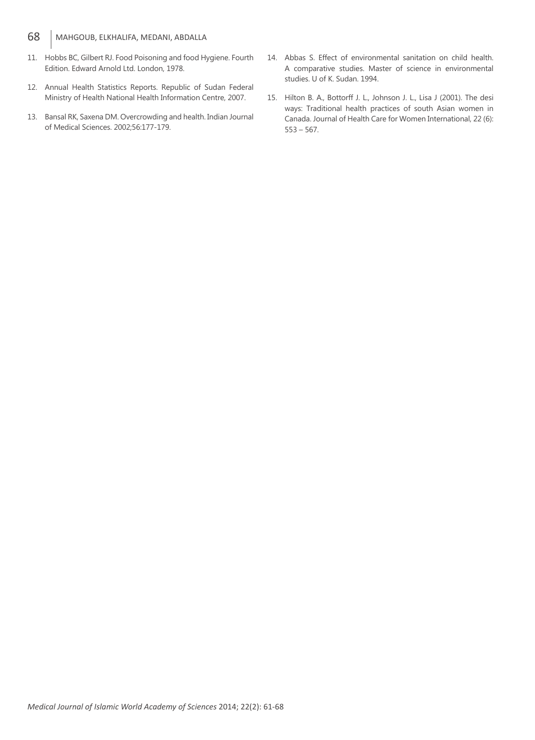11. Hobbs BC, Gilbert RJ. Food Poisoning and food Hygiene. Fourth Edition. Edward Arnold Ltd. London, 1978.

12. Annual Health Statistics Reports. Republic of Sudan Federal Ministry of Health National Health Information Centre, 2007.

13. Bansal RK, Saxena DM. Overcrowding and health. Indian Journal of Medical Sciences. 2002;56:177-179.

14. Abbas S. Effect of environmental sanitation on child health. A comparative studies. Master of science in environmental studies. U of K. Sudan. 1994.

15. Hilton B. A., Bottorff J. L., Johnson J. L., Lisa J (2001). The desi ways: Traditional health practices of south Asian women in Canada. Journal of Health Care for Women International, 22 (6): 553 – 567.